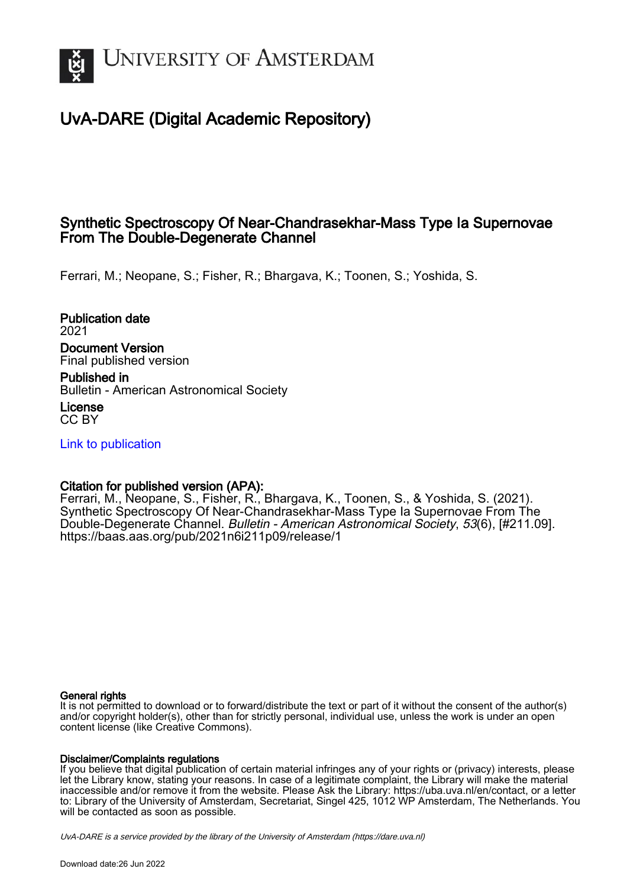# UNIVERSITY OF AMSTERDAM

## UvA-DARE (Digital Academic Repository)

### Synthetic Spectroscopy Of Near-Chandrasekhar-Mass Type Ia Supernovae From The Double-Degenerate Channel

Ferrari, M.; Neopane, S.; Fisher, R.; Bhargava, K.; Toonen, S.; Yoshida, S.

**Publication date**
2021

**Document Version**
Final published version

**Published in**
Bulletin - American Astronomical Society

**License**
CC BY

Link to publication

**Citation for published version (APA):**
Ferrari, M., Neopane, S., Fisher, R., Bhargava, K., Toonen, S., & Yoshida, S. (2021). Synthetic Spectroscopy Of Near-Chandrasekhar-Mass Type Ia Supernovae From The Double-Degenerate Channel. *Bulletin - American Astronomical Society*, *53*(6), [#211.09]. https://baas.aas.org/pub/2021n6i211p09/release/1

**General rights**
It is not permitted to download or to forward/distribute the text or part of it without the consent of the author(s) and/or copyright holder(s), other than for strictly personal, individual use, unless the work is under an open content license (like Creative Commons).

**Disclaimer/Complaints regulations**
If you believe that digital publication of certain material infringes any of your rights or (privacy) interests, please let the Library know, stating your reasons. In case of a legitimate complaint, the Library will make the material inaccessible and/or remove it from the website. Please Ask the Library: https://uba.uva.nl/en/contact, or a letter to: Library of the University of Amsterdam, Secretariat, Singel 425, 1012 WP Amsterdam, The Netherlands. You will be contacted as soon as possible.

UvA-DARE is a service provided by the library of the University of Amsterdam (https://dare.uva.nl)

Download date:26 Jun 2022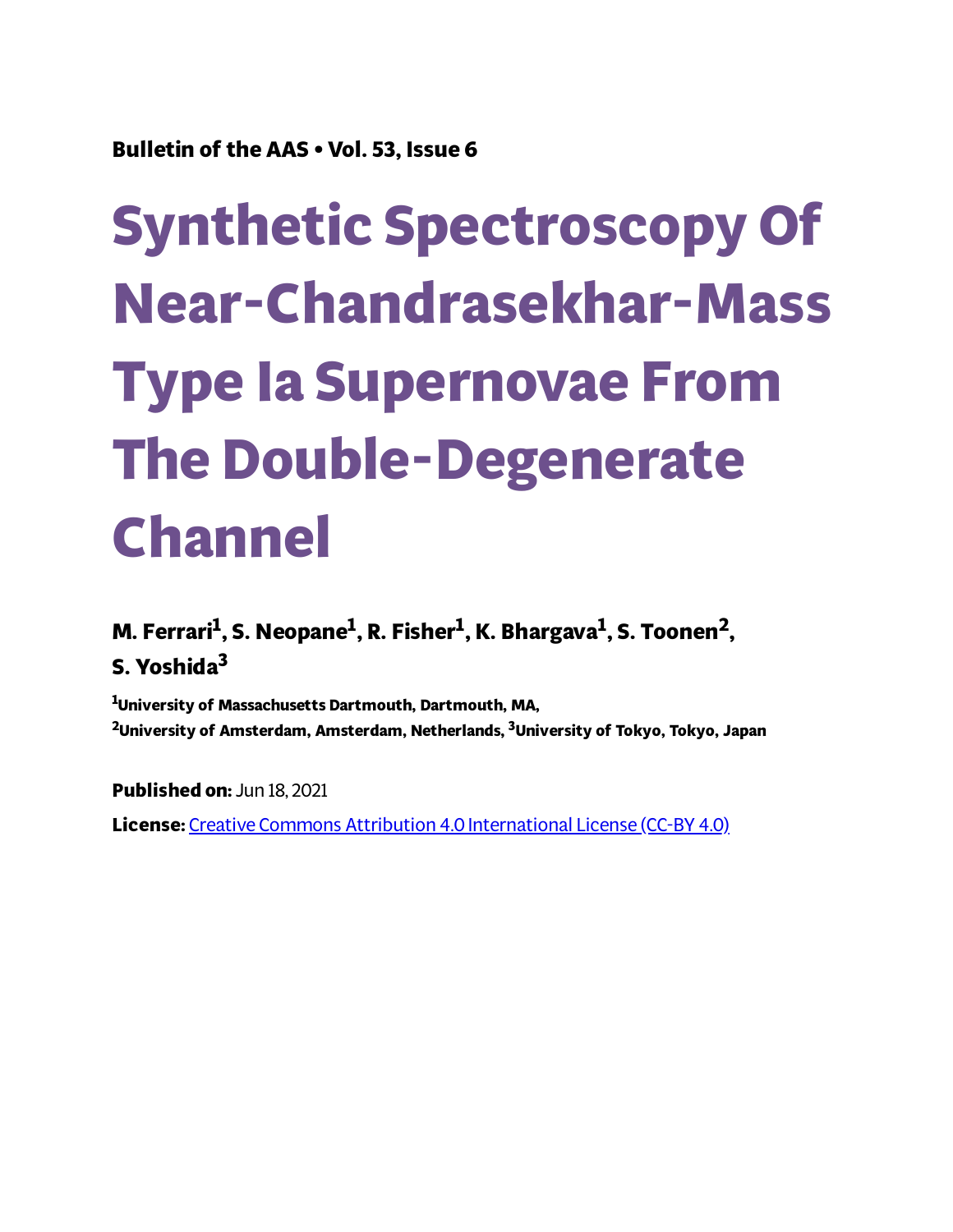Bulletin of the AAS • Vol. 53, Issue 6

# Synthetic Spectroscopy Of Near-Chandrasekhar-Mass Type Ia Supernovae From The Double-Degenerate Channel

**M. Ferrari[1], S. Neopane[1], R. Fisher[1], K. Bhargava[1], S. Toonen[2], S. Yoshida[3]**

[1]University of Massachusetts Dartmouth, Dartmouth, MA,
[2]University of Amsterdam, Amsterdam, Netherlands, [3]University of Tokyo, Tokyo, Japan

**Published on:** Jun 18, 2021

**License:** Creative Commons Attribution 4.0 International License (CC-BY 4.0)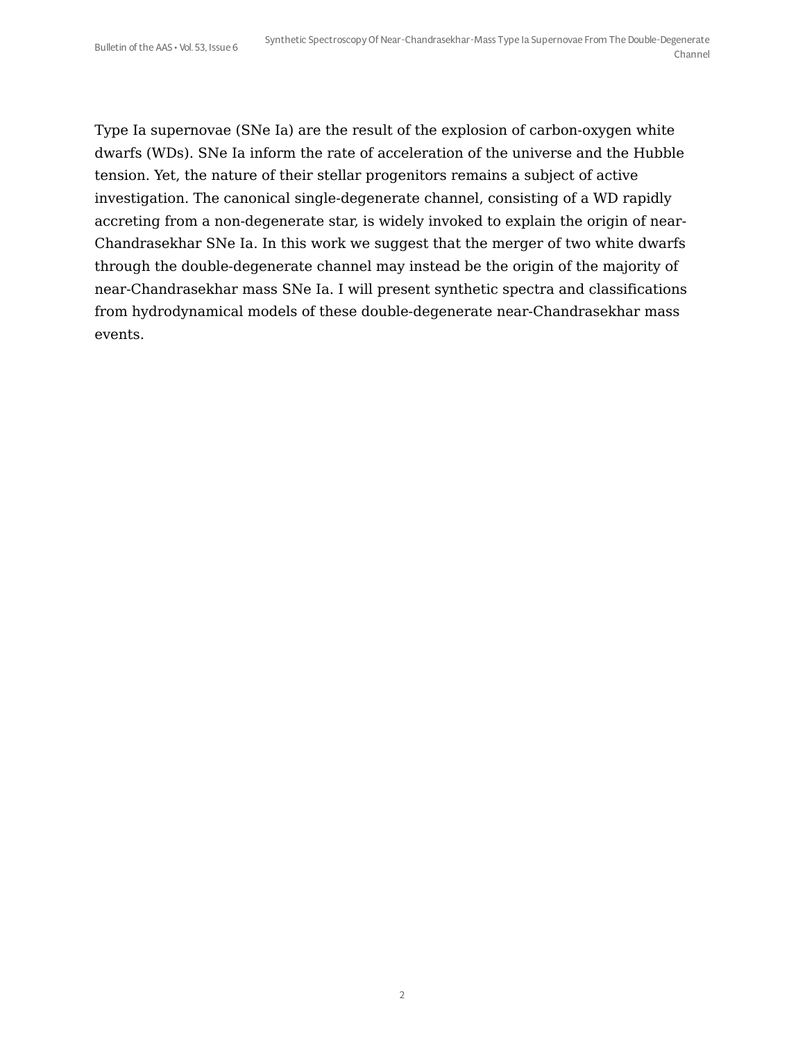Type Ia supernovae (SNe Ia) are the result of the explosion of carbon-oxygen white dwarfs (WDs). SNe Ia inform the rate of acceleration of the universe and the Hubble tension. Yet, the nature of their stellar progenitors remains a subject of active investigation. The canonical single-degenerate channel, consisting of a WD rapidly accreting from a non-degenerate star, is widely invoked to explain the origin of near-Chandrasekhar SNe Ia. In this work we suggest that the merger of two white dwarfs through the double-degenerate channel may instead be the origin of the majority of near-Chandrasekhar mass SNe Ia. I will present synthetic spectra and classifications from hydrodynamical models of these double-degenerate near-Chandrasekhar mass events.